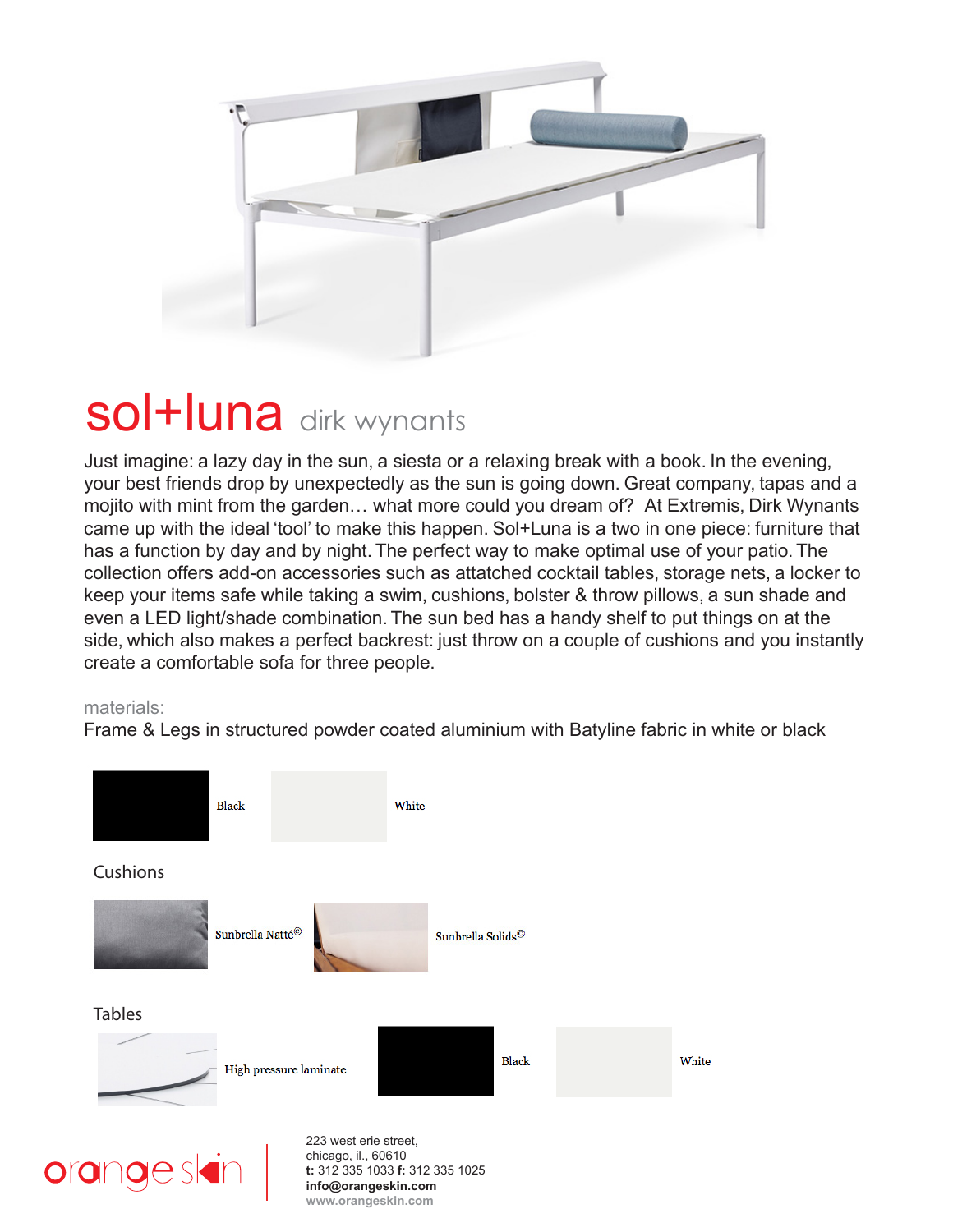# sol+luna dirk wynants

Just imagine: a lazy day in the sun, a siesta or a relaxing break with a book. In the evening, your best friends drop by unexpectedly as the sun is going down. Great company, tapas and a mojito with mint from the garden… what more could you dream of? At Extremis, Dirk Wynants came up with the ideal 'tool' to make this happen. Sol+Luna is a two in one piece: furniture that has a function by day and by night. The perfect way to make optimal use of your patio. The collection offers add-on accessories such as attatched cocktail tables, storage nets, a locker to keep your items safe while taking a swim, cushions, bolster & throw pillows, a sun shade and even a LED light/shade combination. The sun bed has a handy shelf to put things on at the side, which also makes a perfect backrest: just throw on a couple of cushions and you instantly create a comfortable sofa for three people.

materials:

Frame & Legs in structured powder coated aluminium with Batyline fabric in white or black

Black

White

Cushions

Sunbrella Natté©

Sunbrella Solids©

Tables

High pressure laminate

Black

White

orange skin

223 west erie street,
chicago, il., 60610
**t:** 312 335 1033 **f:** 312 335 1025
**info@orangeskin.com**
**www.orangeskin.com**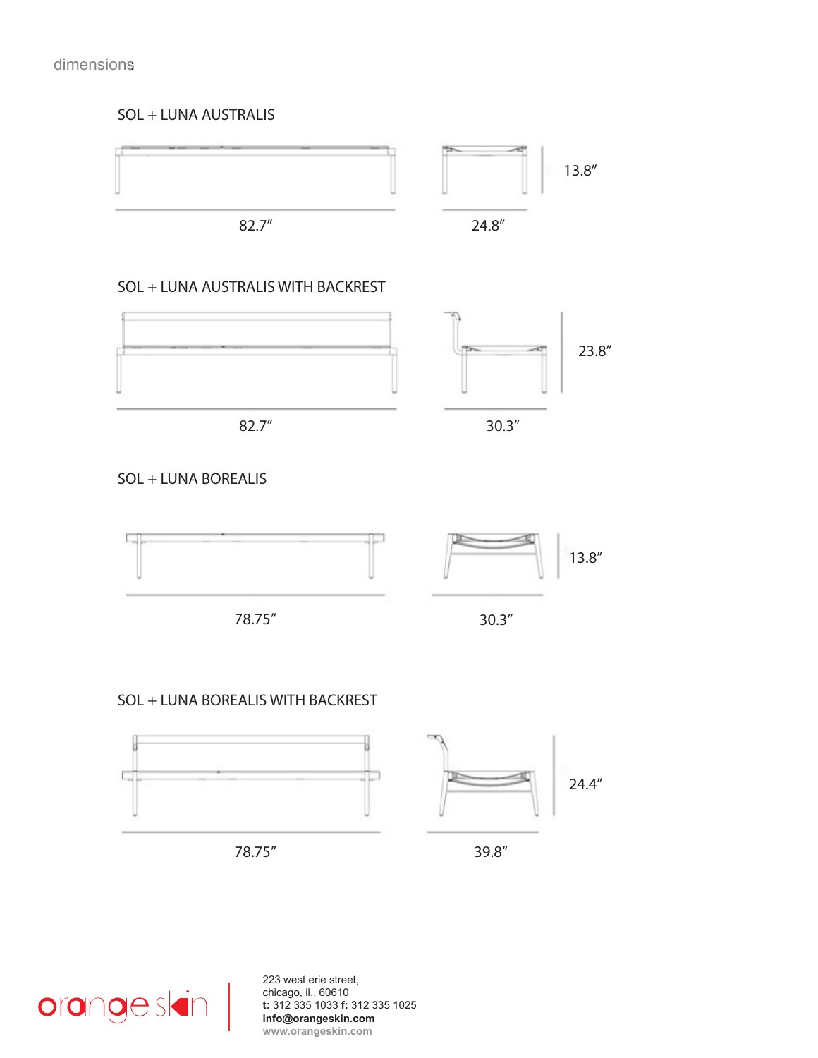dimensions

## SOL + LUNA AUSTRALIS

82.7″

24.8″

13.8″

## SOL + LUNA AUSTRALIS WITH BACKREST

82.7″

30.3″

23.8″

## SOL + LUNA BOREALIS

78.75″

30.3″

13.8″

## SOL + LUNA BOREALIS WITH BACKREST

78.75″

39.8″

24.4″

orange skin

223 west erie street,
chicago, il., 60610
**t:** 312 335 1033 **f:** 312 335 1025
**info@orangeskin.com**
**www.orangeskin.com**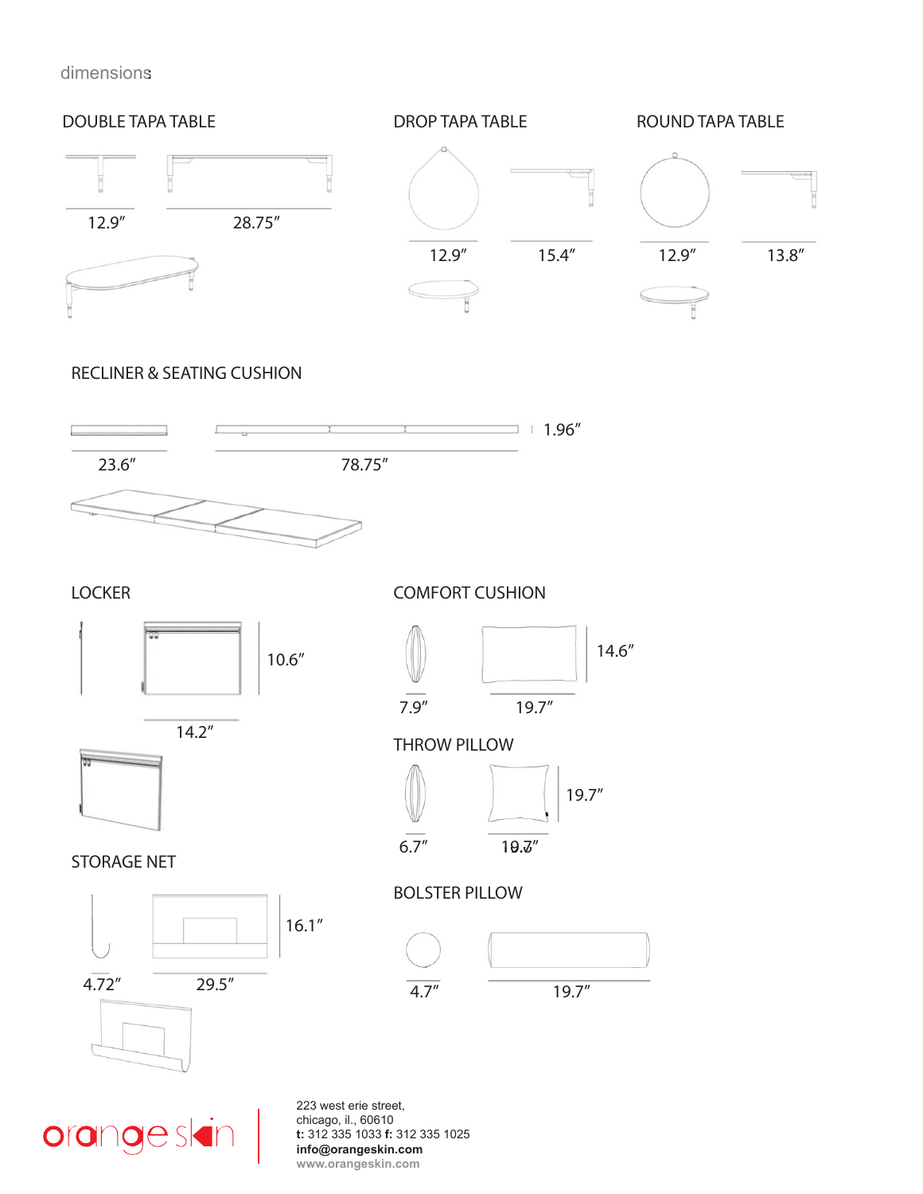dimensions

## DOUBLE TAPA TABLE

12.9″

28.75″

## DROP TAPA TABLE

12.9″

15.4″

## ROUND TAPA TABLE

12.9″

13.8″

## RECLINER & SEATING CUSHION

1.96″

23.6″

78.75″

## LOCKER

10.6″

14.2″

## COMFORT CUSHION

14.6″

7.9″

19.7″

## THROW PILLOW

19.7″

6.7″

19.7″

## STORAGE NET

16.1″

4.72″

29.5″

## BOLSTER PILLOW

4.7″

19.7″

orange skin

223 west erie street,
chicago, il., 60610
**t:** 312 335 1033 **f:** 312 335 1025
**info@orangeskin.com**
**www.orangeskin.com**